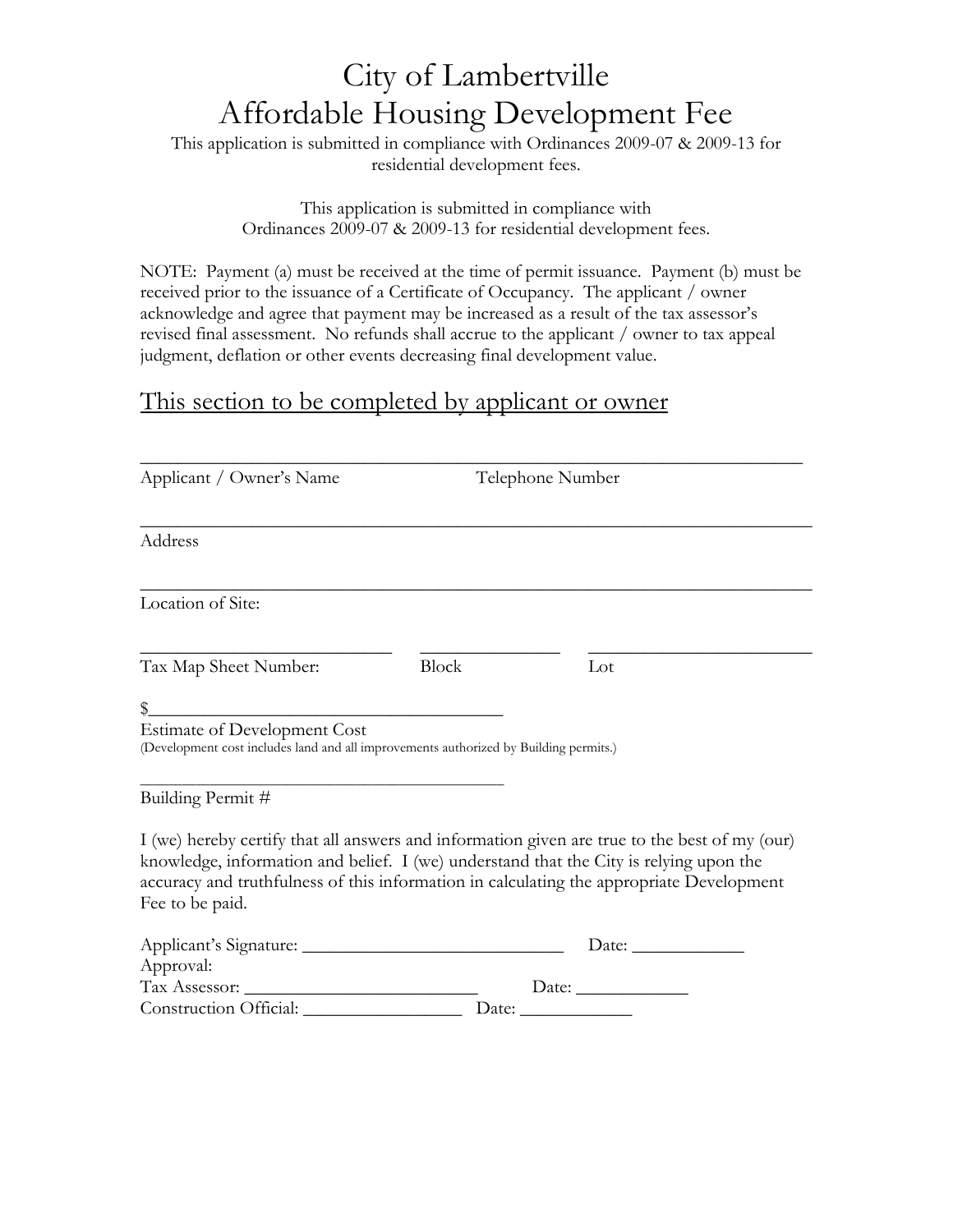# City of Lambertville
# Affordable Housing Development Fee

This application is submitted in compliance with Ordinances 2009-07 & 2009-13 for residential development fees.

This application is submitted in compliance with Ordinances 2009-07 & 2009-13 for residential development fees.

NOTE: Payment (a) must be received at the time of permit issuance. Payment (b) must be received prior to the issuance of a Certificate of Occupancy. The applicant / owner acknowledge and agree that payment may be increased as a result of the tax assessor's revised final assessment. No refunds shall accrue to the applicant / owner to tax appeal judgment, deflation or other events decreasing final development value.

## This section to be completed by applicant or owner

_______________________________________________________________

Applicant / Owner's Name Telephone Number

_______________________________________________________________

Address

_______________________________________________________________

Location of Site:

______________________ ____________ ____________________

Tax Map Sheet Number: Block Lot

$_______________________________

Estimate of Development Cost

(Development cost includes land and all improvements authorized by Building permits.)

________________________________

Building Permit #

I (we) hereby certify that all answers and information given are true to the best of my (our) knowledge, information and belief. I (we) understand that the City is relying upon the accuracy and truthfulness of this information in calculating the appropriate Development Fee to be paid.

Applicant's Signature: ________________________ Date: __________

Approval:

Tax Assessor: ____________________ Date: __________

Construction Official: ______________ Date: __________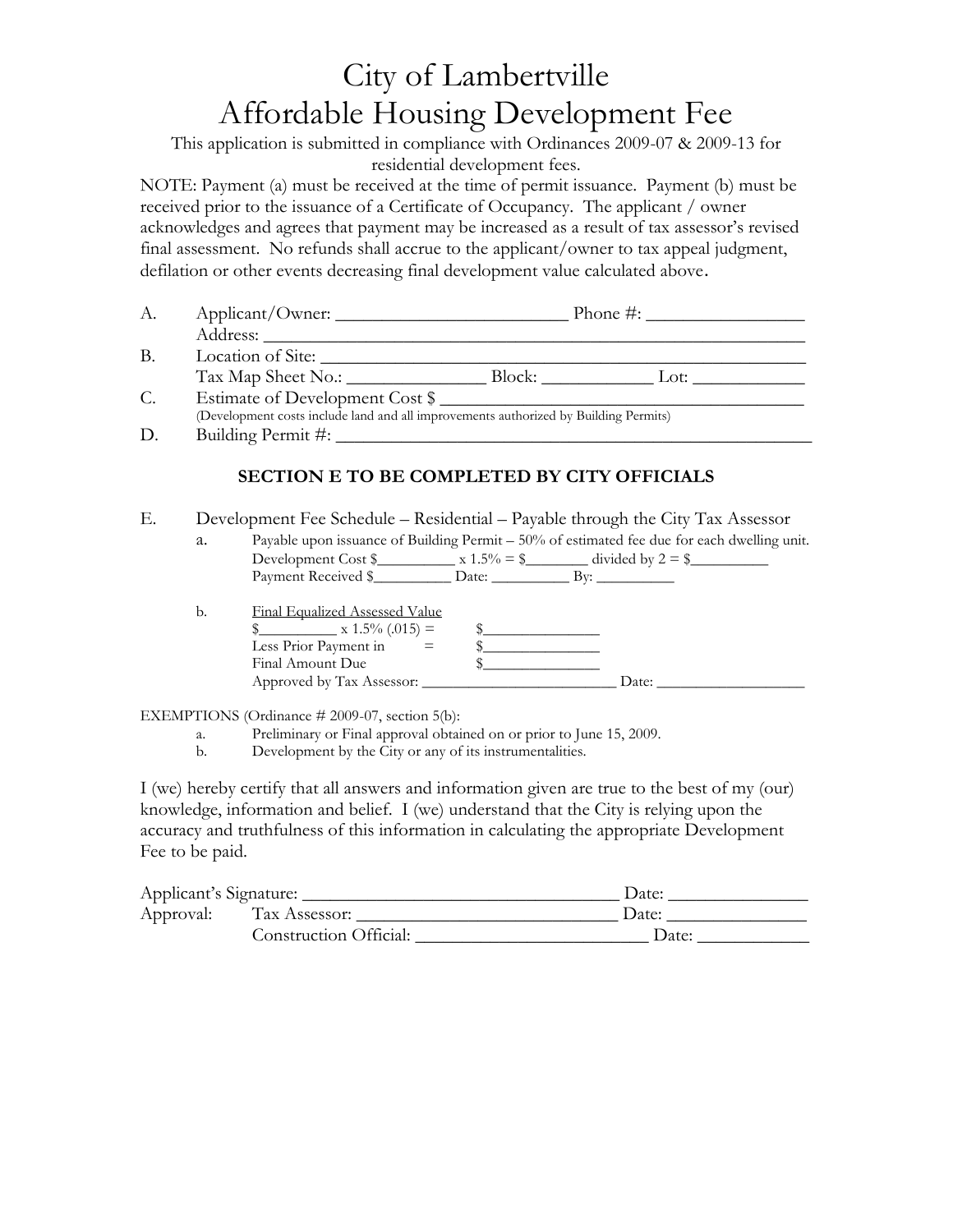# City of Lambertville
# Affordable Housing Development Fee

This application is submitted in compliance with Ordinances 2009-07 & 2009-13 for residential development fees.

NOTE: Payment (a) must be received at the time of permit issuance. Payment (b) must be received prior to the issuance of a Certificate of Occupancy. The applicant / owner acknowledges and agrees that payment may be increased as a result of tax assessor's revised final assessment. No refunds shall accrue to the applicant/owner to tax appeal judgment, defilation or other events decreasing final development value calculated above.

A. Applicant/Owner: ________________________ Phone #: ________________
Address: ______________________________________________________

B. Location of Site: _________________________________________________
Tax Map Sheet No.: ______________ Block: ___________ Lot: ___________

C. Estimate of Development Cost $ ______________________________________
(Development costs include land and all improvements authorized by Building Permits)

D. Building Permit #: ________________________________________________

**SECTION E TO BE COMPLETED BY CITY OFFICIALS**

E. Development Fee Schedule – Residential – Payable through the City Tax Assessor

a. Payable upon issuance of Building Permit – 50% of estimated fee due for each dwelling unit.
Development Cost $_________ x 1.5% = $_______ divided by 2 = $_________
Payment Received $_________ Date: _________ By: _________

b. Final Equalized Assessed Value
$_________ x 1.5% (.015) = $_______________
Less Prior Payment in = $_______________
Final Amount Due $_______________
Approved by Tax Assessor: ________________________ Date: _________________

EXEMPTIONS (Ordinance # 2009-07, section 5(b):

a. Preliminary or Final approval obtained on or prior to June 15, 2009.
b. Development by the City or any of its instrumentalities.

I (we) hereby certify that all answers and information given are true to the best of my (our) knowledge, information and belief. I (we) understand that the City is relying upon the accuracy and truthfulness of this information in calculating the appropriate Development Fee to be paid.

Applicant's Signature: _________________________________ Date: ______________

Approval: Tax Assessor: ____________________________ Date: ______________

Construction Official: _________________________ Date: ___________